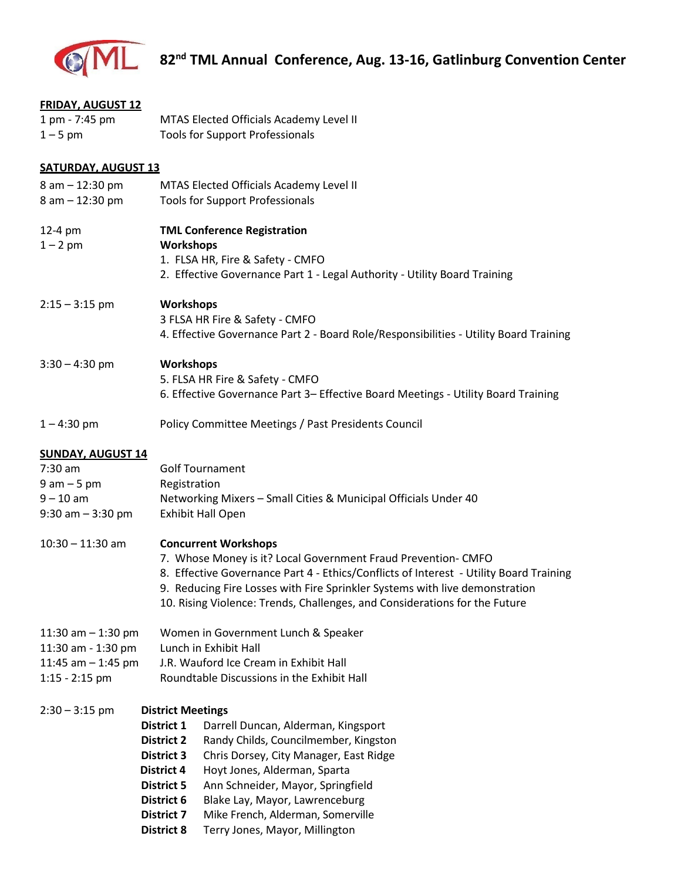# 82nd TML Annual Conference, Aug. 13-16, Gatlinburg Convention Center

**FRIDAY, AUGUST 12**

| | |
|---|---|
| 1 pm - 7:45 pm | MTAS Elected Officials Academy Level II |
| 1 – 5 pm | Tools for Support Professionals |

**SATURDAY, AUGUST 13**

| | |
|---|---|
| 8 am – 12:30 pm | MTAS Elected Officials Academy Level II |
| 8 am – 12:30 pm | Tools for Support Professionals |
| 12-4 pm | **TML Conference Registration** |
| 1 – 2 pm | **Workshops**<br>1. FLSA HR, Fire & Safety - CMFO<br>2. Effective Governance Part 1 - Legal Authority - Utility Board Training |
| 2:15 – 3:15 pm | **Workshops**<br>3 FLSA HR Fire & Safety - CMFO<br>4. Effective Governance Part 2 - Board Role/Responsibilities - Utility Board Training |
| 3:30 – 4:30 pm | **Workshops**<br>5. FLSA HR Fire & Safety - CMFO<br>6. Effective Governance Part 3– Effective Board Meetings - Utility Board Training |
| 1 – 4:30 pm | Policy Committee Meetings / Past Presidents Council |

**SUNDAY, AUGUST 14**

| | |
|---|---|
| 7:30 am | Golf Tournament |
| 9 am – 5 pm | Registration |
| 9 – 10 am | Networking Mixers – Small Cities & Municipal Officials Under 40 |
| 9:30 am – 3:30 pm | Exhibit Hall Open |
| 10:30 – 11:30 am | **Concurrent Workshops**<br>7. Whose Money is it? Local Government Fraud Prevention- CMFO<br>8. Effective Governance Part 4 - Ethics/Conflicts of Interest - Utility Board Training<br>9. Reducing Fire Losses with Fire Sprinkler Systems with live demonstration<br>10. Rising Violence: Trends, Challenges, and Considerations for the Future |
| 11:30 am – 1:30 pm | Women in Government Lunch & Speaker |
| 11:30 am - 1:30 pm | Lunch in Exhibit Hall |
| 11:45 am – 1:45 pm | J.R. Wauford Ice Cream in Exhibit Hall |
| 1:15 - 2:15 pm | Roundtable Discussions in the Exhibit Hall |
| 2:30 – 3:15 pm | **District Meetings** |

| | |
|---|---|
| **District 1** | Darrell Duncan, Alderman, Kingsport |
| **District 2** | Randy Childs, Councilmember, Kingston |
| **District 3** | Chris Dorsey, City Manager, East Ridge |
| **District 4** | Hoyt Jones, Alderman, Sparta |
| **District 5** | Ann Schneider, Mayor, Springfield |
| **District 6** | Blake Lay, Mayor, Lawrenceburg |
| **District 7** | Mike French, Alderman, Somerville |
| **District 8** | Terry Jones, Mayor, Millington |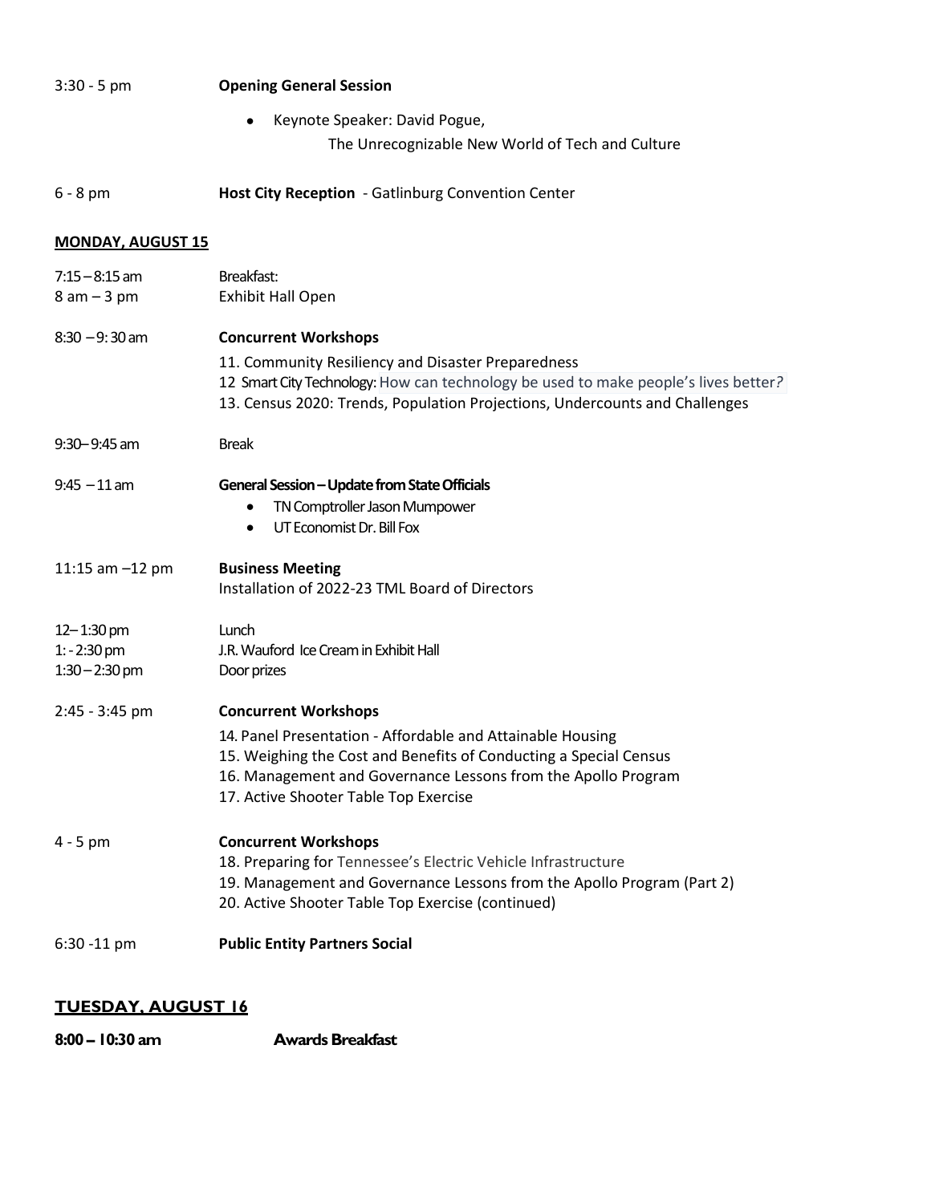3:30 - 5 pm **Opening General Session**

- Keynote Speaker: David Pogue,
  The Unrecognizable New World of Tech and Culture

6 - 8 pm **Host City Reception** - Gatlinburg Convention Center

**MONDAY, AUGUST 15**

7:15 – 8:15 am Breakfast:
8 am – 3 pm Exhibit Hall Open

8:30 – 9: 30 am **Concurrent Workshops**

11. Community Resiliency and Disaster Preparedness
12 Smart City Technology: How can technology be used to make people's lives better?
13. Census 2020: Trends, Population Projections, Undercounts and Challenges

9:30– 9:45 am Break

9:45 – 11 am **General Session – Update from State Officials**

- TN Comptroller Jason Mumpower
- UT Economist Dr. Bill Fox

11:15 am –12 pm **Business Meeting**
Installation of 2022-23 TML Board of Directors

12– 1:30 pm Lunch
1: - 2:30 pm J.R. Wauford Ice Cream in Exhibit Hall
1:30 – 2:30 pm Door prizes

2:45 - 3:45 pm **Concurrent Workshops**

14. Panel Presentation - Affordable and Attainable Housing
15. Weighing the Cost and Benefits of Conducting a Special Census
16. Management and Governance Lessons from the Apollo Program
17. Active Shooter Table Top Exercise

4 - 5 pm **Concurrent Workshops**

18. Preparing for Tennessee's Electric Vehicle Infrastructure
19. Management and Governance Lessons from the Apollo Program (Part 2)
20. Active Shooter Table Top Exercise (continued)

6:30 -11 pm **Public Entity Partners Social**

**TUESDAY, AUGUST 16**

**8:00 – 10:30 am** **Awards Breakfast**